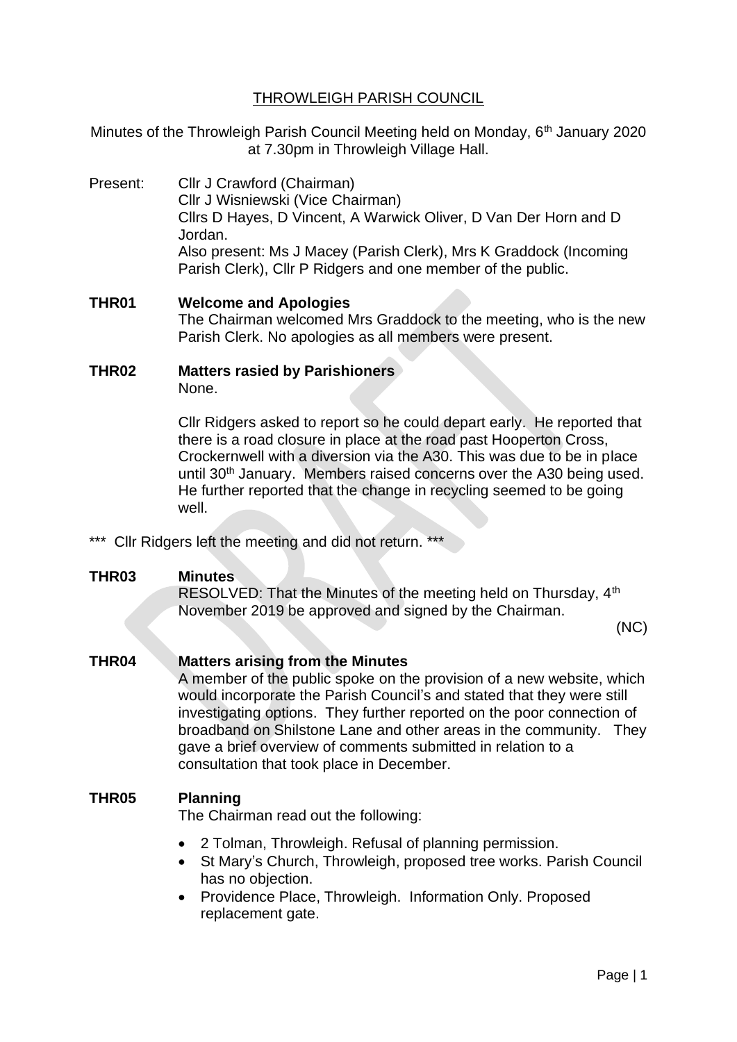# THROWLEIGH PARISH COUNCIL

Minutes of the Throwleigh Parish Council Meeting held on Monday, 6th January 2020 at 7.30pm in Throwleigh Village Hall.

Present: Cllr J Crawford (Chairman)
Cllr J Wisniewski (Vice Chairman)
Cllrs D Hayes, D Vincent, A Warwick Oliver, D Van Der Horn and D Jordan.
Also present: Ms J Macey (Parish Clerk), Mrs K Graddock (Incoming Parish Clerk), Cllr P Ridgers and one member of the public.

**THR01 Welcome and Apologies**

The Chairman welcomed Mrs Graddock to the meeting, who is the new Parish Clerk. No apologies as all members were present.

**THR02 Matters rasied by Parishioners**

None.

Cllr Ridgers asked to report so he could depart early. He reported that there is a road closure in place at the road past Hooperton Cross, Crockernwell with a diversion via the A30. This was due to be in place until 30th January. Members raised concerns over the A30 being used. He further reported that the change in recycling seemed to be going well.

\*\*\* Cllr Ridgers left the meeting and did not return. \*\*\*

**THR03 Minutes**

RESOLVED: That the Minutes of the meeting held on Thursday, 4th November 2019 be approved and signed by the Chairman.

(NC)

**THR04 Matters arising from the Minutes**

A member of the public spoke on the provision of a new website, which would incorporate the Parish Council's and stated that they were still investigating options. They further reported on the poor connection of broadband on Shilstone Lane and other areas in the community. They gave a brief overview of comments submitted in relation to a consultation that took place in December.

**THR05 Planning**

The Chairman read out the following:

- 2 Tolman, Throwleigh. Refusal of planning permission.
- St Mary's Church, Throwleigh, proposed tree works. Parish Council has no objection.
- Providence Place, Throwleigh. Information Only. Proposed replacement gate.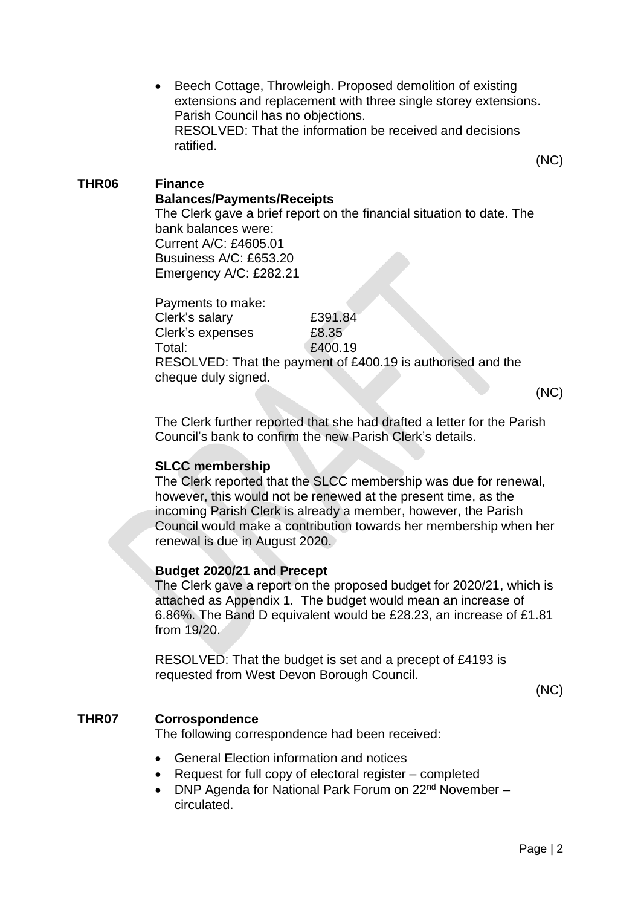- Beech Cottage, Throwleigh. Proposed demolition of existing extensions and replacement with three single storey extensions. Parish Council has no objections.
  RESOLVED: That the information be received and decisions ratified.

(NC)

**THR06 Finance**

**Balances/Payments/Receipts**

The Clerk gave a brief report on the financial situation to date. The bank balances were:
Current A/C: £4605.01
Busuiness A/C: £653.20
Emergency A/C: £282.21

Payments to make:

| | |
|---|---|
| Clerk's salary | £391.84 |
| Clerk's expenses | £8.35 |
| Total: | £400.19 |

RESOLVED: That the payment of £400.19 is authorised and the cheque duly signed.

(NC)

The Clerk further reported that she had drafted a letter for the Parish Council's bank to confirm the new Parish Clerk's details.

**SLCC membership**

The Clerk reported that the SLCC membership was due for renewal, however, this would not be renewed at the present time, as the incoming Parish Clerk is already a member, however, the Parish Council would make a contribution towards her membership when her renewal is due in August 2020.

**Budget 2020/21 and Precept**

The Clerk gave a report on the proposed budget for 2020/21, which is attached as Appendix 1. The budget would mean an increase of 6.86%. The Band D equivalent would be £28.23, an increase of £1.81 from 19/20.

RESOLVED: That the budget is set and a precept of £4193 is requested from West Devon Borough Council.

(NC)

**THR07 Corrospondence**

The following correspondence had been received:

- General Election information and notices
- Request for full copy of electoral register – completed
- DNP Agenda for National Park Forum on 22nd November – circulated.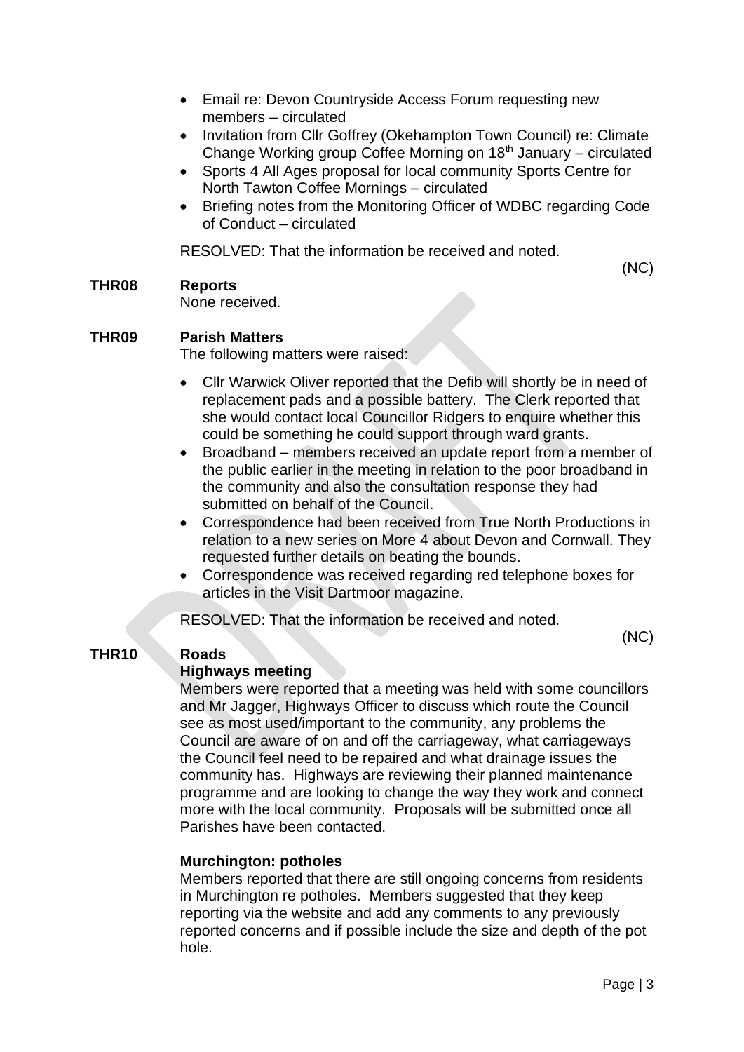- Email re: Devon Countryside Access Forum requesting new members – circulated
- Invitation from Cllr Goffrey (Okehampton Town Council) re: Climate Change Working group Coffee Morning on 18th January – circulated
- Sports 4 All Ages proposal for local community Sports Centre for North Tawton Coffee Mornings – circulated
- Briefing notes from the Monitoring Officer of WDBC regarding Code of Conduct – circulated

RESOLVED: That the information be received and noted.

(NC)

**THR08 Reports**

None received.

**THR09 Parish Matters**

The following matters were raised:

- Cllr Warwick Oliver reported that the Defib will shortly be in need of replacement pads and a possible battery. The Clerk reported that she would contact local Councillor Ridgers to enquire whether this could be something he could support through ward grants.
- Broadband – members received an update report from a member of the public earlier in the meeting in relation to the poor broadband in the community and also the consultation response they had submitted on behalf of the Council.
- Correspondence had been received from True North Productions in relation to a new series on More 4 about Devon and Cornwall. They requested further details on beating the bounds.
- Correspondence was received regarding red telephone boxes for articles in the Visit Dartmoor magazine.

RESOLVED: That the information be received and noted.

(NC)

**THR10 Roads**

**Highways meeting**

Members were reported that a meeting was held with some councillors and Mr Jagger, Highways Officer to discuss which route the Council see as most used/important to the community, any problems the Council are aware of on and off the carriageway, what carriageways the Council feel need to be repaired and what drainage issues the community has. Highways are reviewing their planned maintenance programme and are looking to change the way they work and connect more with the local community. Proposals will be submitted once all Parishes have been contacted.

**Murchington: potholes**

Members reported that there are still ongoing concerns from residents in Murchington re potholes. Members suggested that they keep reporting via the website and add any comments to any previously reported concerns and if possible include the size and depth of the pot hole.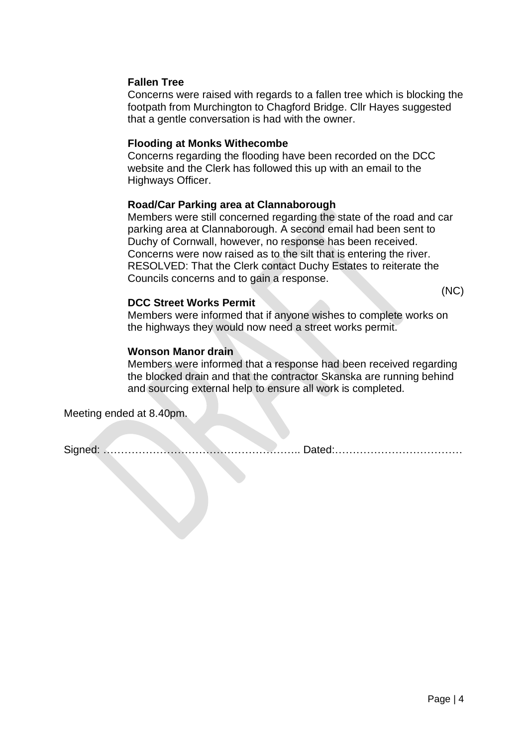**Fallen Tree**

Concerns were raised with regards to a fallen tree which is blocking the footpath from Murchington to Chagford Bridge. Cllr Hayes suggested that a gentle conversation is had with the owner.

**Flooding at Monks Withecombe**

Concerns regarding the flooding have been recorded on the DCC website and the Clerk has followed this up with an email to the Highways Officer.

**Road/Car Parking area at Clannaborough**

Members were still concerned regarding the state of the road and car parking area at Clannaborough. A second email had been sent to Duchy of Cornwall, however, no response has been received. Concerns were now raised as to the silt that is entering the river.
RESOLVED: That the Clerk contact Duchy Estates to reiterate the Councils concerns and to gain a response.

(NC)

**DCC Street Works Permit**

Members were informed that if anyone wishes to complete works on the highways they would now need a street works permit.

**Wonson Manor drain**

Members were informed that a response had been received regarding the blocked drain and that the contractor Skanska are running behind and sourcing external help to ensure all work is completed.

Meeting ended at 8.40pm.

Signed: ……………………………………………….. Dated:………………………………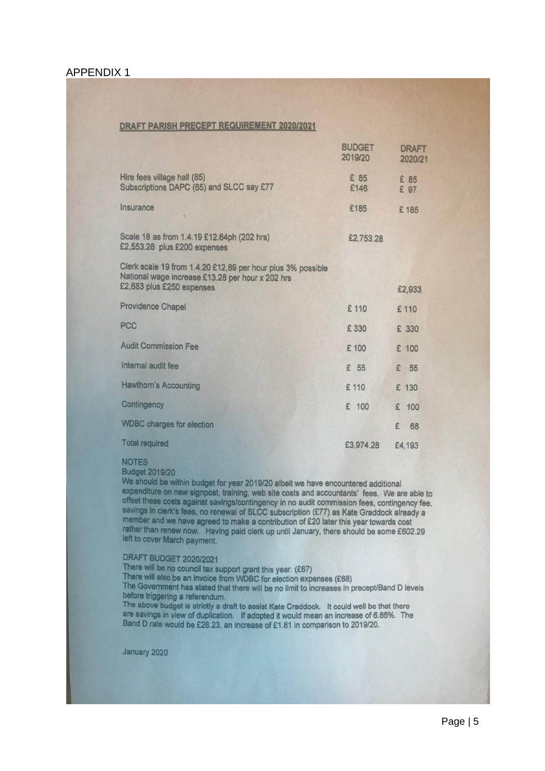APPENDIX 1

## DRAFT PARISH PRECEPT REQUIREMENT 2020/2021

| | BUDGET 2019/20 | DRAFT 2020/21 |
|---|---|---|
| Hire fees village hall (85) | £ 85 | £ 85 |
| Subscriptions DAPC (65) and SLCC say £77 | £146 | £ 97 |
| Insurance | £185 | £ 185 |
| Scale 18 as from 1.4.19 £12.64ph (202 hrs) £2,553.28 plus £200 expenses | £2,753.28 | |
| Clerk scale 19 from 1.4.20 £12,89 per hour plus 3% possible National wage increase £13.28 per hour x 202 hrs £2,683 plus £250 expenses | | £2,933 |
| Providence Chapel | £ 110 | £ 110 |
| PCC | £ 330 | £ 330 |
| Audit Commission Fee | £ 100 | £ 100 |
| Internal audit fee | £ 55 | £ 55 |
| Hawthorn's Accounting | £ 110 | £ 130 |
| Contingency | £ 100 | £ 100 |
| WDBC charges for election | | £ 68 |
| Total required | £3,974.28 | £4,193 |

NOTES

Budget 2019/20

We should be within budget for year 2019/20 albeit we have encountered additional expenditure on new signpost, training, web site costs and accountants' fees. We are able to offset these costs against savings/contingency in no audit commission fees, contingency fee. savings in clerk's fees, no renewal of SLCC subscription (£77) as Kate Graddock already a member and we have agreed to make a contribution of £20 later this year towards cost rather than renew now. Having paid clerk up until January, there should be some £602.29 left to cover March payment.

DRAFT BUDGET 2020/2021

There will be no council tax support grant this year. (£67)

There will also be an invoice from WDBC for election expenses (£68)

The Government has stated that there will be no limit to increases in precept/Band D levels before triggering a referendum.

The above budget is strictly a draft to assist Kate Craddock. It could well be that there are savings in view of duplication. If adopted it would mean an increase of 6.86%. The Band D rate would be £28.23, an increase of £1.81 in comparison to 2019/20.

January 2020